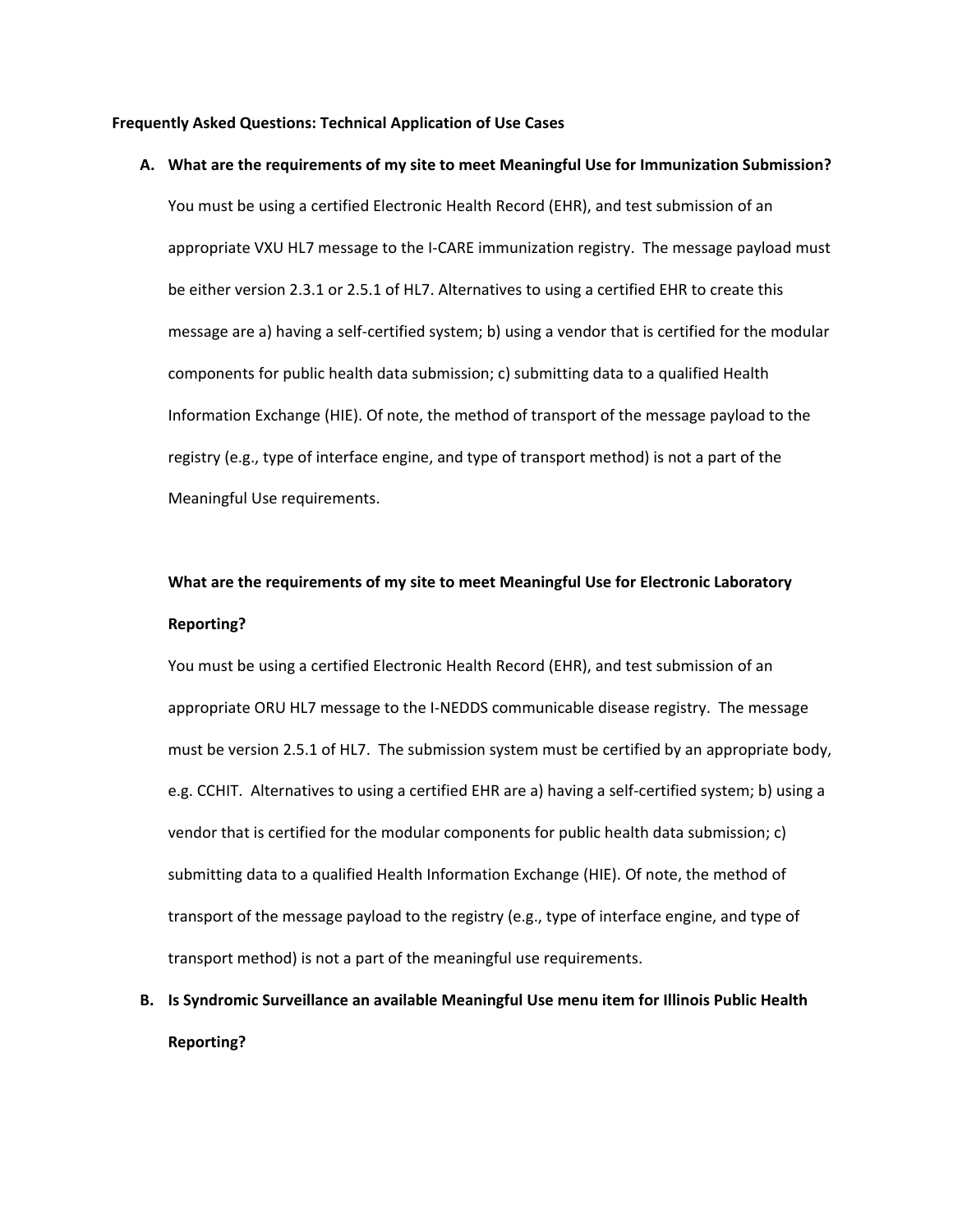**Frequently Asked Questions: Technical Application of Use Cases**

**A. What are the requirements of my site to meet Meaningful Use for Immunization Submission?**

You must be using a certified Electronic Health Record (EHR), and test submission of an appropriate VXU HL7 message to the I-CARE immunization registry. The message payload must be either version 2.3.1 or 2.5.1 of HL7. Alternatives to using a certified EHR to create this message are a) having a self-certified system; b) using a vendor that is certified for the modular components for public health data submission; c) submitting data to a qualified Health Information Exchange (HIE). Of note, the method of transport of the message payload to the registry (e.g., type of interface engine, and type of transport method) is not a part of the Meaningful Use requirements.

**What are the requirements of my site to meet Meaningful Use for Electronic Laboratory Reporting?**

You must be using a certified Electronic Health Record (EHR), and test submission of an appropriate ORU HL7 message to the I-NEDDS communicable disease registry. The message must be version 2.5.1 of HL7. The submission system must be certified by an appropriate body, e.g. CCHIT. Alternatives to using a certified EHR are a) having a self-certified system; b) using a vendor that is certified for the modular components for public health data submission; c) submitting data to a qualified Health Information Exchange (HIE). Of note, the method of transport of the message payload to the registry (e.g., type of interface engine, and type of transport method) is not a part of the meaningful use requirements.

**B. Is Syndromic Surveillance an available Meaningful Use menu item for Illinois Public Health Reporting?**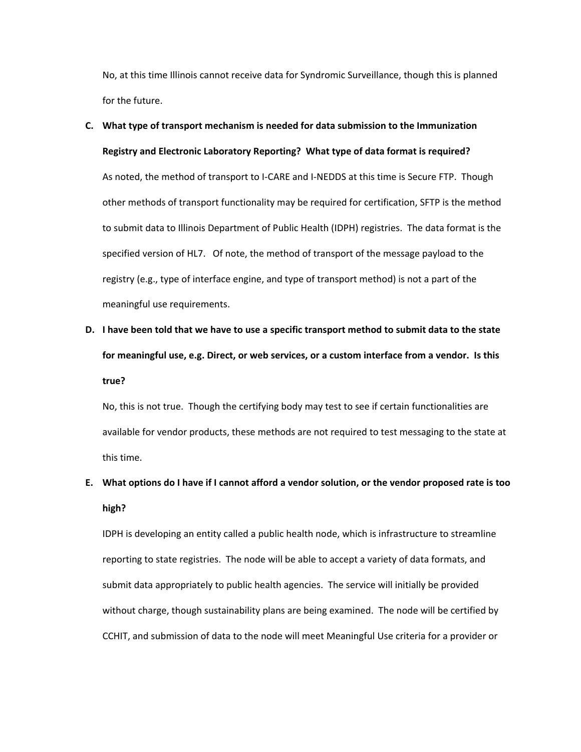No, at this time Illinois cannot receive data for Syndromic Surveillance, though this is planned for the future.

C. **What type of transport mechanism is needed for data submission to the Immunization Registry and Electronic Laboratory Reporting? What type of data format is required?**

   As noted, the method of transport to I-CARE and I-NEDDS at this time is Secure FTP. Though other methods of transport functionality may be required for certification, SFTP is the method to submit data to Illinois Department of Public Health (IDPH) registries. The data format is the specified version of HL7. Of note, the method of transport of the message payload to the registry (e.g., type of interface engine, and type of transport method) is not a part of the meaningful use requirements.

D. **I have been told that we have to use a specific transport method to submit data to the state for meaningful use, e.g. Direct, or web services, or a custom interface from a vendor. Is this true?**

   No, this is not true. Though the certifying body may test to see if certain functionalities are available for vendor products, these methods are not required to test messaging to the state at this time.

E. **What options do I have if I cannot afford a vendor solution, or the vendor proposed rate is too high?**

   IDPH is developing an entity called a public health node, which is infrastructure to streamline reporting to state registries. The node will be able to accept a variety of data formats, and submit data appropriately to public health agencies. The service will initially be provided without charge, though sustainability plans are being examined. The node will be certified by CCHIT, and submission of data to the node will meet Meaningful Use criteria for a provider or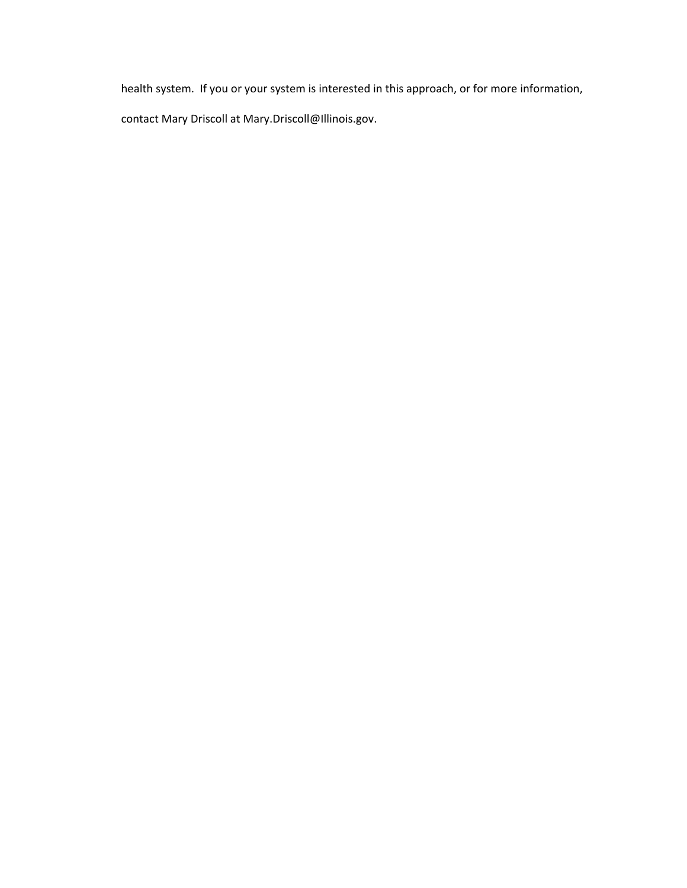health system. If you or your system is interested in this approach, or for more information, contact Mary Driscoll at Mary.Driscoll@Illinois.gov.